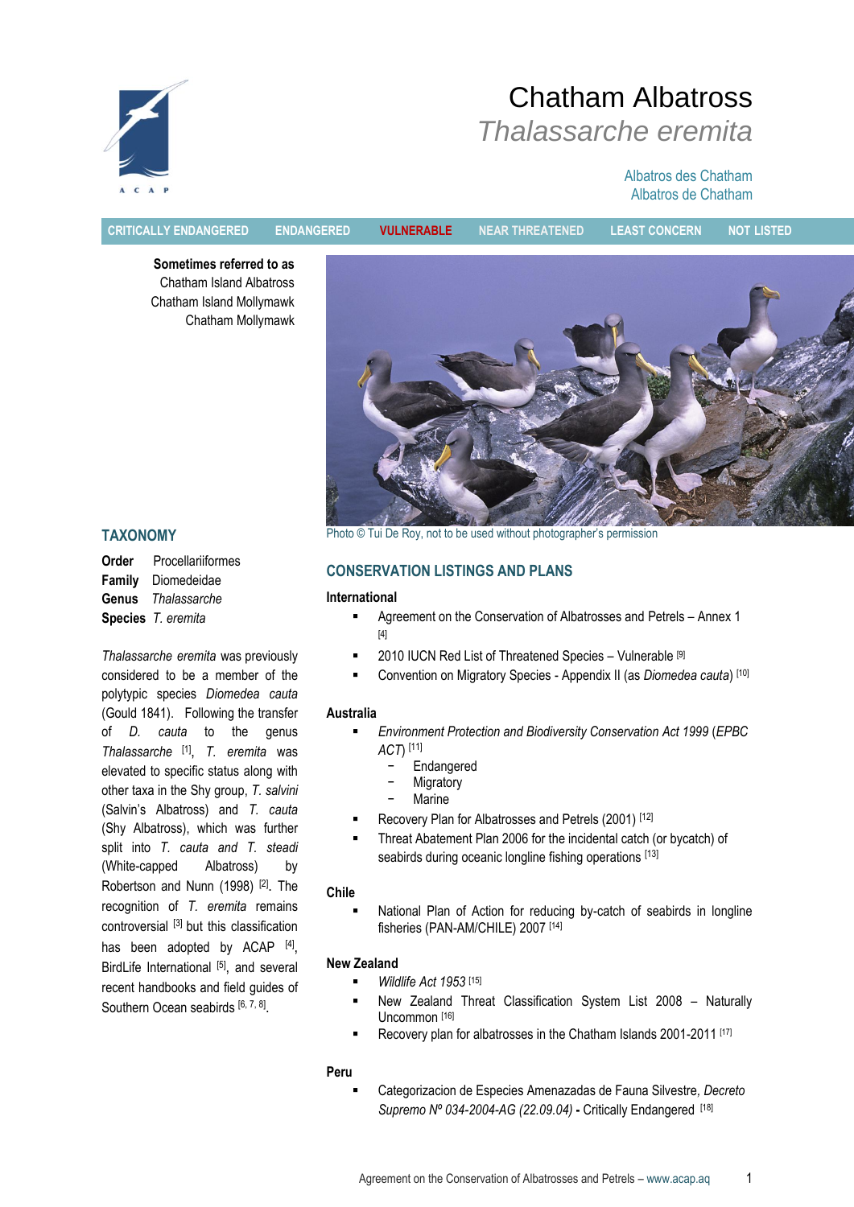# Chatham Albatross

## *Thalassarche eremita*

Albatros des Chatham
Albatros de Chatham

CRITICALLY ENDANGERED | ENDANGERED | **VULNERABLE** | NEAR THREATENED | LEAST CONCERN | NOT LISTED

**Sometimes referred to as**
Chatham Island Albatross
Chatham Island Mollymawk
Chatham Mollymawk

Photo © Tui De Roy, not to be used without photographer's permission

## TAXONOMY

**Order** Procellariiformes
**Family** Diomedeidae
**Genus** *Thalassarche*
**Species** *T. eremita*

*Thalassarche eremita* was previously considered to be a member of the polytypic species *Diomedea cauta* (Gould 1841). Following the transfer of *D. cauta* to the genus *Thalassarche* [1], *T. eremita* was elevated to specific status along with other taxa in the Shy group, *T. salvini* (Salvin's Albatross) and *T. cauta* (Shy Albatross), which was further split into *T. cauta and T. steadi* (White-capped Albatross) by Robertson and Nunn (1998) [2]. The recognition of *T. eremita* remains controversial [3] but this classification has been adopted by ACAP [4], BirdLife International [5], and several recent handbooks and field guides of Southern Ocean seabirds [6, 7, 8].

## CONSERVATION LISTINGS AND PLANS

**International**

- Agreement on the Conservation of Albatrosses and Petrels – Annex 1 [4]
- 2010 IUCN Red List of Threatened Species – Vulnerable [9]
- Convention on Migratory Species - Appendix II (as *Diomedea cauta*) [10]

**Australia**

- *Environment Protection and Biodiversity Conservation Act 1999* (*EPBC ACT*) [11]
  - Endangered
  - Migratory
  - Marine
- Recovery Plan for Albatrosses and Petrels (2001) [12]
- Threat Abatement Plan 2006 for the incidental catch (or bycatch) of seabirds during oceanic longline fishing operations [13]

**Chile**

- National Plan of Action for reducing by-catch of seabirds in longline fisheries (PAN-AM/CHILE) 2007 [14]

**New Zealand**

- *Wildlife Act 1953* [15]
- New Zealand Threat Classification System List 2008 – Naturally Uncommon [16]
- Recovery plan for albatrosses in the Chatham Islands 2001-2011 [17]

**Peru**

- Categorizacion de Especies Amenazadas de Fauna Silvestre, *Decreto Supremo Nº 034-2004-AG (22.09.04)* **-** Critically Endangered [18]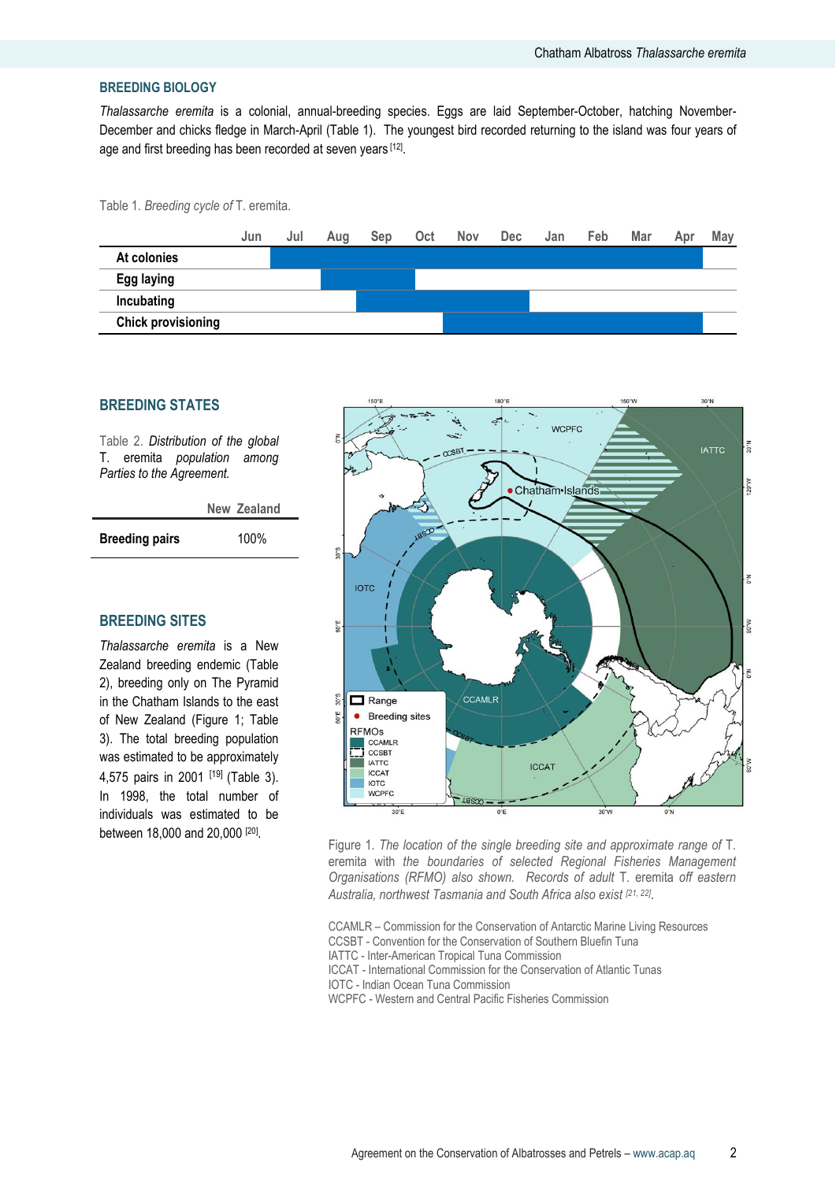## BREEDING BIOLOGY

*Thalassarche eremita* is a colonial, annual-breeding species. Eggs are laid September-October, hatching November-December and chicks fledge in March-April (Table 1). The youngest bird recorded returning to the island was four years of age and first breeding has been recorded at seven years [12].

Table 1. *Breeding cycle of* T. eremita.

| | Jun | Jul | Aug | Sep | Oct | Nov | Dec | Jan | Feb | Mar | Apr | May |
|---|---|---|---|---|---|---|---|---|---|---|---|---|
| **At colonies** | | ■ | ■ | ■ | ■ | ■ | ■ | ■ | ■ | ■ | ■ | |
| **Egg laying** | | | ■ | ■ | | | | | | | | |
| **Incubating** | | | | ■ | ■ | ■ | ■ | | | | | |
| **Chick provisioning** | | | | | | ■ | ■ | ■ | ■ | ■ | ■ | |

## BREEDING STATES

Table 2. *Distribution of the global* T. eremita *population among Parties to the Agreement.*

| | New Zealand |
|---|---|
| **Breeding pairs** | 100% |

## BREEDING SITES

*Thalassarche eremita* is a New Zealand breeding endemic (Table 2), breeding only on The Pyramid in the Chatham Islands to the east of New Zealand (Figure 1; Table 3). The total breeding population was estimated to be approximately 4,575 pairs in 2001 [19] (Table 3). In 1998, the total number of individuals was estimated to be between 18,000 and 20,000 [20].

Figure 1. *The location of the single breeding site and approximate range of* T. eremita *with the boundaries of selected Regional Fisheries Management Organisations (RFMO) also shown. Records of adult* T. eremita *off eastern Australia, northwest Tasmania and South Africa also exist* [21, 22].

CCAMLR – Commission for the Conservation of Antarctic Marine Living Resources
CCSBT - Convention for the Conservation of Southern Bluefin Tuna
IATTC - Inter-American Tropical Tuna Commission
ICCAT - International Commission for the Conservation of Atlantic Tunas
IOTC - Indian Ocean Tuna Commission
WCPFC - Western and Central Pacific Fisheries Commission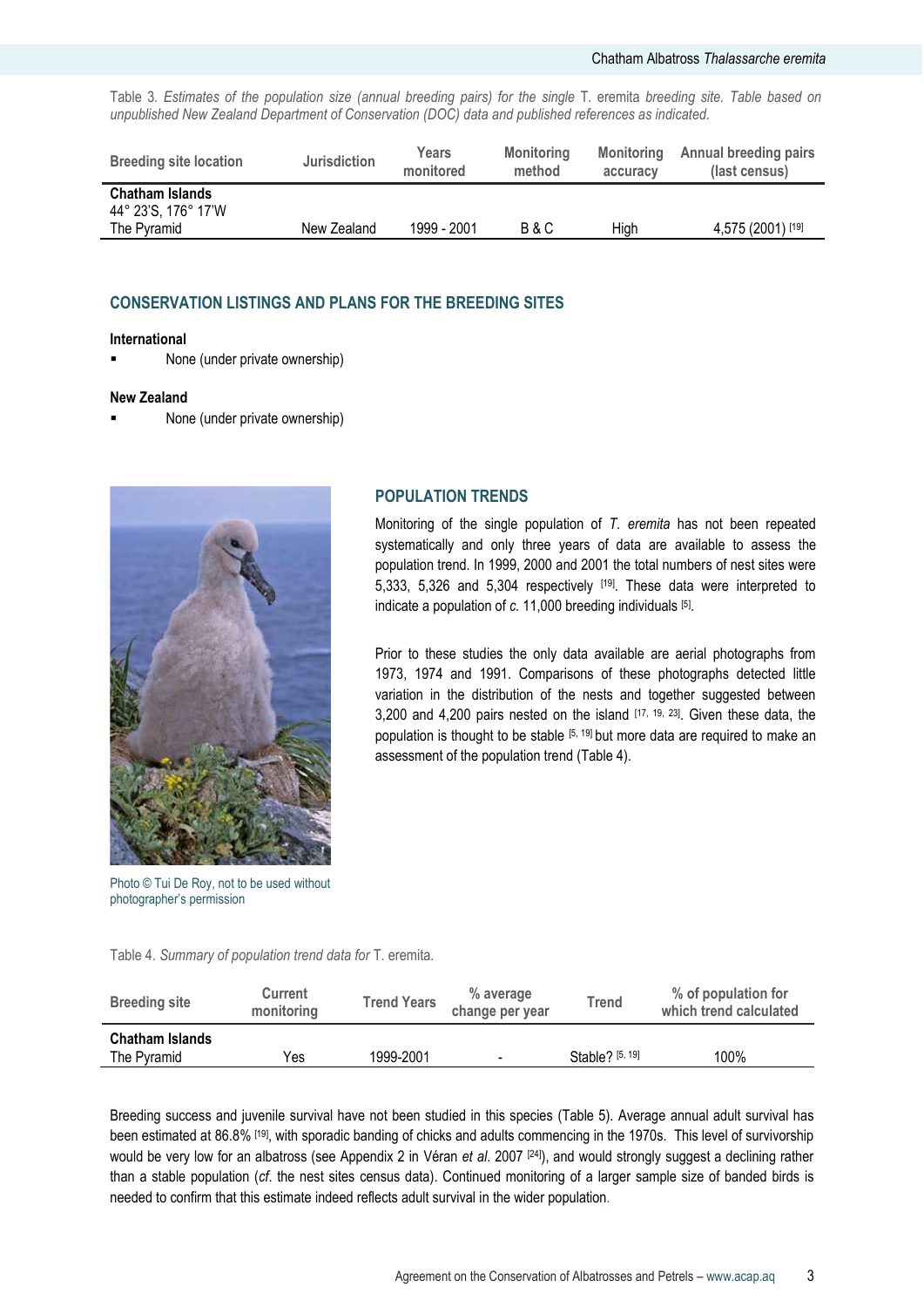Table 3. *Estimates of the population size (annual breeding pairs) for the single* T. eremita *breeding site. Table based on unpublished New Zealand Department of Conservation (DOC) data and published references as indicated.*

| Breeding site location | Jurisdiction | Years monitored | Monitoring method | Monitoring accuracy | Annual breeding pairs (last census) |
|---|---|---|---|---|---|
| **Chatham Islands** 44° 23'S, 176° 17'W The Pyramid | New Zealand | 1999 - 2001 | B & C | High | 4,575 (2001) [19] |

## CONSERVATION LISTINGS AND PLANS FOR THE BREEDING SITES

**International**

- None (under private ownership)

**New Zealand**

- None (under private ownership)

Photo © Tui De Roy, not to be used without photographer's permission

## POPULATION TRENDS

Monitoring of the single population of *T. eremita* has not been repeated systematically and only three years of data are available to assess the population trend. In 1999, 2000 and 2001 the total numbers of nest sites were 5,333, 5,326 and 5,304 respectively [19]. These data were interpreted to indicate a population of *c.* 11,000 breeding individuals [5].

Prior to these studies the only data available are aerial photographs from 1973, 1974 and 1991. Comparisons of these photographs detected little variation in the distribution of the nests and together suggested between 3,200 and 4,200 pairs nested on the island [17, 19, 23]. Given these data, the population is thought to be stable [5, 19] but more data are required to make an assessment of the population trend (Table 4).

Table 4. *Summary of population trend data for* T. eremita.

| Breeding site | Current monitoring | Trend Years | % average change per year | Trend | % of population for which trend calculated |
|---|---|---|---|---|---|
| **Chatham Islands** The Pyramid | Yes | 1999-2001 | - | Stable? [5, 19] | 100% |

Breeding success and juvenile survival have not been studied in this species (Table 5). Average annual adult survival has been estimated at 86.8% [19], with sporadic banding of chicks and adults commencing in the 1970s. This level of survivorship would be very low for an albatross (see Appendix 2 in Véran *et al.* 2007 [24]), and would strongly suggest a declining rather than a stable population (*cf.* the nest sites census data). Continued monitoring of a larger sample size of banded birds is needed to confirm that this estimate indeed reflects adult survival in the wider population.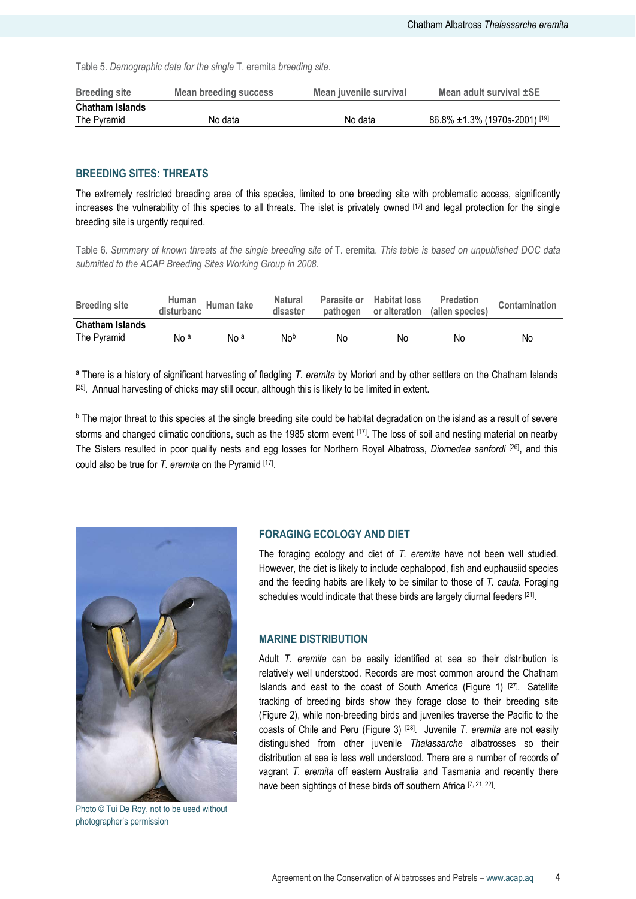Table 5. *Demographic data for the single* T. eremita *breeding site.*

| Breeding site | Mean breeding success | Mean juvenile survival | Mean adult survival ±SE |
|---|---|---|---|
| **Chatham Islands** | | | |
| The Pyramid | No data | No data | 86.8% ±1.3% (1970s-2001) [19] |

## BREEDING SITES: THREATS

The extremely restricted breeding area of this species, limited to one breeding site with problematic access, significantly increases the vulnerability of this species to all threats. The islet is privately owned [17] and legal protection for the single breeding site is urgently required.

Table 6. *Summary of known threats at the single breeding site of* T. eremita. *This table is based on unpublished DOC data submitted to the ACAP Breeding Sites Working Group in 2008.*

| Breeding site | Human disturbanc | Human take | Natural disaster | Parasite or pathogen | Habitat loss or alteration | Predation (alien species) | Contamination |
|---|---|---|---|---|---|---|---|
| **Chatham Islands** | | | | | | | |
| The Pyramid | No [a] | No [a] | No[b] | No | No | No | No |

[a] There is a history of significant harvesting of fledgling *T. eremita* by Moriori and by other settlers on the Chatham Islands [25]. Annual harvesting of chicks may still occur, although this is likely to be limited in extent.

[b] The major threat to this species at the single breeding site could be habitat degradation on the island as a result of severe storms and changed climatic conditions, such as the 1985 storm event [17]. The loss of soil and nesting material on nearby The Sisters resulted in poor quality nests and egg losses for Northern Royal Albatross, *Diomedea sanfordi* [26], and this could also be true for *T. eremita* on the Pyramid [17].

Photo © Tui De Roy, not to be used without photographer's permission

## FORAGING ECOLOGY AND DIET

The foraging ecology and diet of *T. eremita* have not been well studied. However, the diet is likely to include cephalopod, fish and euphausiid species and the feeding habits are likely to be similar to those of *T. cauta.* Foraging schedules would indicate that these birds are largely diurnal feeders [21].

## MARINE DISTRIBUTION

Adult *T. eremita* can be easily identified at sea so their distribution is relatively well understood. Records are most common around the Chatham Islands and east to the coast of South America (Figure 1) [27]. Satellite tracking of breeding birds show they forage close to their breeding site (Figure 2), while non-breeding birds and juveniles traverse the Pacific to the coasts of Chile and Peru (Figure 3) [28]. Juvenile *T. eremita* are not easily distinguished from other juvenile *Thalassarche* albatrosses so their distribution at sea is less well understood. There are a number of records of vagrant *T. eremita* off eastern Australia and Tasmania and recently there have been sightings of these birds off southern Africa [7, 21, 22].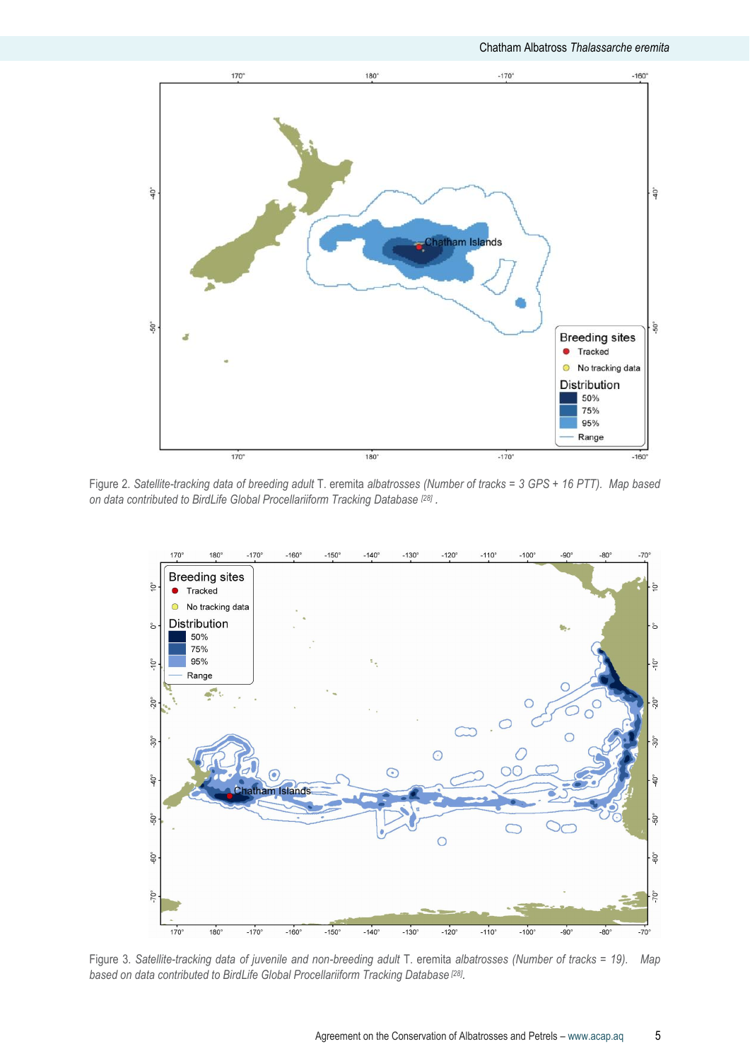Figure 2. *Satellite-tracking data of breeding adult* T. eremita *albatrosses (Number of tracks = 3 GPS + 16 PTT). Map based on data contributed to BirdLife Global Procellariiform Tracking Database* [28] .

Figure 3. *Satellite-tracking data of juvenile and non-breeding adult* T. eremita *albatrosses (Number of tracks = 19). Map based on data contributed to BirdLife Global Procellariiform Tracking Database* [28].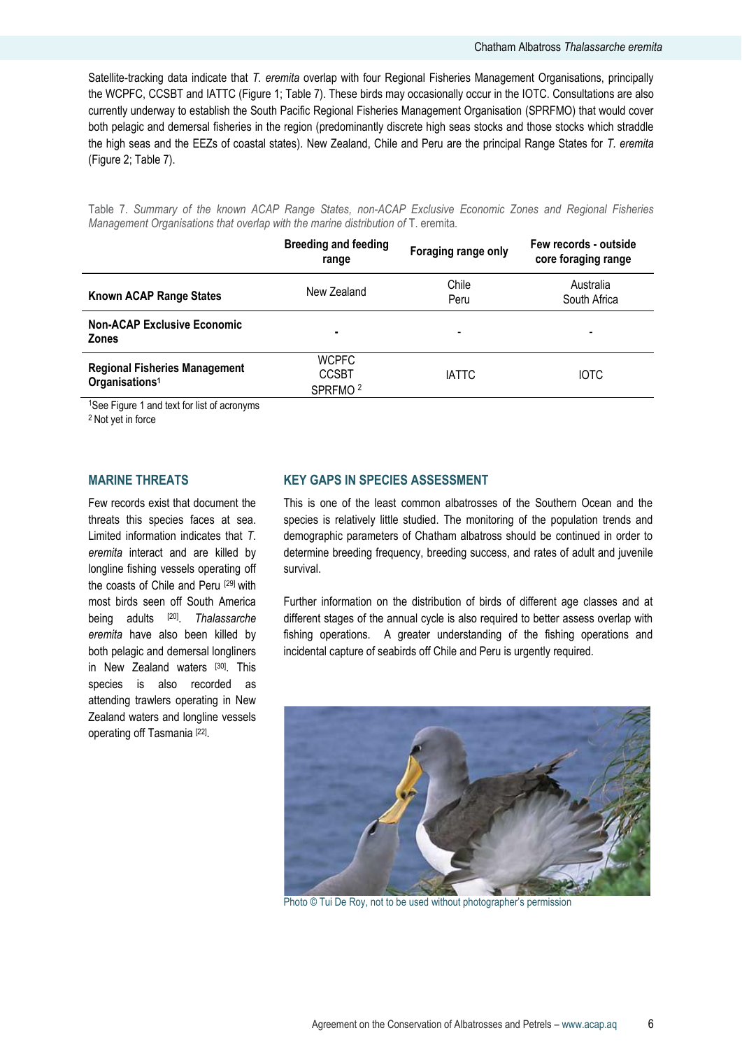Satellite-tracking data indicate that *T. eremita* overlap with four Regional Fisheries Management Organisations, principally the WCPFC, CCSBT and IATTC (Figure 1; Table 7). These birds may occasionally occur in the IOTC. Consultations are also currently underway to establish the South Pacific Regional Fisheries Management Organisation (SPRFMO) that would cover both pelagic and demersal fisheries in the region (predominantly discrete high seas stocks and those stocks which straddle the high seas and the EEZs of coastal states). New Zealand, Chile and Peru are the principal Range States for *T. eremita* (Figure 2; Table 7).

Table 7. *Summary of the known ACAP Range States, non-ACAP Exclusive Economic Zones and Regional Fisheries Management Organisations that overlap with the marine distribution of* T. eremita.

| | Breeding and feeding range | Foraging range only | Few records - outside core foraging range |
|---|---|---|---|
| **Known ACAP Range States** | New Zealand | Chile<br>Peru | Australia<br>South Africa |
| **Non-ACAP Exclusive Economic Zones** | - | - | - |
| **Regional Fisheries Management Organisations**[1] | WCPFC<br>CCSBT<br>SPRFMO [2] | IATTC | IOTC |

[1]See Figure 1 and text for list of acronyms
[2] Not yet in force

## MARINE THREATS

Few records exist that document the threats this species faces at sea. Limited information indicates that *T. eremita* interact and are killed by longline fishing vessels operating off the coasts of Chile and Peru [29] with most birds seen off South America being adults [20]. *Thalassarche eremita* have also been killed by both pelagic and demersal longliners in New Zealand waters [30]. This species is also recorded as attending trawlers operating in New Zealand waters and longline vessels operating off Tasmania [22].

## KEY GAPS IN SPECIES ASSESSMENT

This is one of the least common albatrosses of the Southern Ocean and the species is relatively little studied. The monitoring of the population trends and demographic parameters of Chatham albatross should be continued in order to determine breeding frequency, breeding success, and rates of adult and juvenile survival.

Further information on the distribution of birds of different age classes and at different stages of the annual cycle is also required to better assess overlap with fishing operations. A greater understanding of the fishing operations and incidental capture of seabirds off Chile and Peru is urgently required.

Photo © Tui De Roy, not to be used without photographer's permission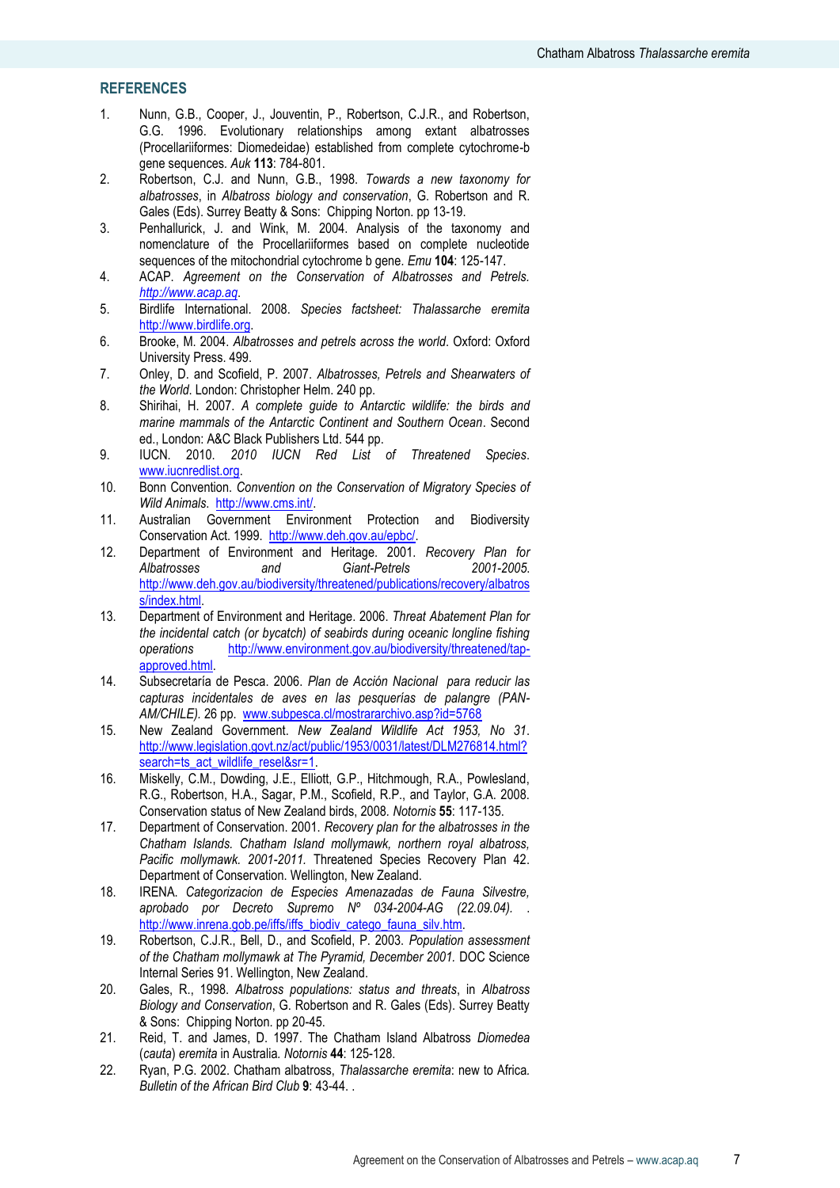## REFERENCES

1. Nunn, G.B., Cooper, J., Jouventin, P., Robertson, C.J.R., and Robertson, G.G. 1996. Evolutionary relationships among extant albatrosses (Procellariiformes: Diomedeidae) established from complete cytochrome-b gene sequences. *Auk* **113**: 784-801.
2. Robertson, C.J. and Nunn, G.B., 1998. *Towards a new taxonomy for albatrosses*, in *Albatross biology and conservation*, G. Robertson and R. Gales (Eds). Surrey Beatty & Sons: Chipping Norton. pp 13-19.
3. Penhallurick, J. and Wink, M. 2004. Analysis of the taxonomy and nomenclature of the Procellariiformes based on complete nucleotide sequences of the mitochondrial cytochrome b gene. *Emu* **104**: 125-147.
4. ACAP. *Agreement on the Conservation of Albatrosses and Petrels.* *http://www.acap.aq*.
5. Birdlife International. 2008. *Species factsheet: Thalassarche eremita* http://www.birdlife.org.
6. Brooke, M. 2004. *Albatrosses and petrels across the world*. Oxford: Oxford University Press. 499.
7. Onley, D. and Scofield, P. 2007. *Albatrosses, Petrels and Shearwaters of the World*. London: Christopher Helm. 240 pp.
8. Shirihai, H. 2007. *A complete guide to Antarctic wildlife: the birds and marine mammals of the Antarctic Continent and Southern Ocean*. Second ed., London: A&C Black Publishers Ltd. 544 pp.
9. IUCN. 2010. *2010 IUCN Red List of Threatened Species*. www.iucnredlist.org.
10. Bonn Convention. *Convention on the Conservation of Migratory Species of Wild Animals*. http://www.cms.int/.
11. Australian Government Environment Protection and Biodiversity Conservation Act. 1999. http://www.deh.gov.au/epbc/.
12. Department of Environment and Heritage. 2001. *Recovery Plan for Albatrosses and Giant-Petrels 2001-2005*. http://www.deh.gov.au/biodiversity/threatened/publications/recovery/albatross/index.html.
13. Department of Environment and Heritage. 2006. *Threat Abatement Plan for the incidental catch (or bycatch) of seabirds during oceanic longline fishing operations* http://www.environment.gov.au/biodiversity/threatened/tap-approved.html.
14. Subsecretaría de Pesca. 2006. *Plan de Acción Nacional para reducir las capturas incidentales de aves en las pesquerías de palangre (PAN-AM/CHILE).* 26 pp. www.subpesca.cl/mostrararchivo.asp?id=5768
15. New Zealand Government. *New Zealand Wildlife Act 1953, No 31*. http://www.legislation.govt.nz/act/public/1953/0031/latest/DLM276814.html?search=ts_act_wildlife_resel&sr=1.
16. Miskelly, C.M., Dowding, J.E., Elliott, G.P., Hitchmough, R.A., Powlesland, R.G., Robertson, H.A., Sagar, P.M., Scofield, R.P., and Taylor, G.A. 2008. Conservation status of New Zealand birds, 2008. *Notornis* **55**: 117-135.
17. Department of Conservation. 2001. *Recovery plan for the albatrosses in the Chatham Islands. Chatham Island mollymawk, northern royal albatross, Pacific mollymawk. 2001-2011.* Threatened Species Recovery Plan 42. Department of Conservation. Wellington, New Zealand.
18. IRENA. *Categorizacion de Especies Amenazadas de Fauna Silvestre, aprobado por Decreto Supremo Nº 034-2004-AG (22.09.04).* . http://www.inrena.gob.pe/iffs/iffs_biodiv_catego_fauna_silv.htm.
19. Robertson, C.J.R., Bell, D., and Scofield, P. 2003. *Population assessment of the Chatham mollymawk at The Pyramid, December 2001.* DOC Science Internal Series 91. Wellington, New Zealand.
20. Gales, R., 1998. *Albatross populations: status and threats*, in *Albatross Biology and Conservation*, G. Robertson and R. Gales (Eds). Surrey Beatty & Sons: Chipping Norton. pp 20-45.
21. Reid, T. and James, D. 1997. The Chatham Island Albatross *Diomedea* (*cauta*) *eremita* in Australia. *Notornis* **44**: 125-128.
22. Ryan, P.G. 2002. Chatham albatross, *Thalassarche eremita*: new to Africa. *Bulletin of the African Bird Club* **9**: 43-44. .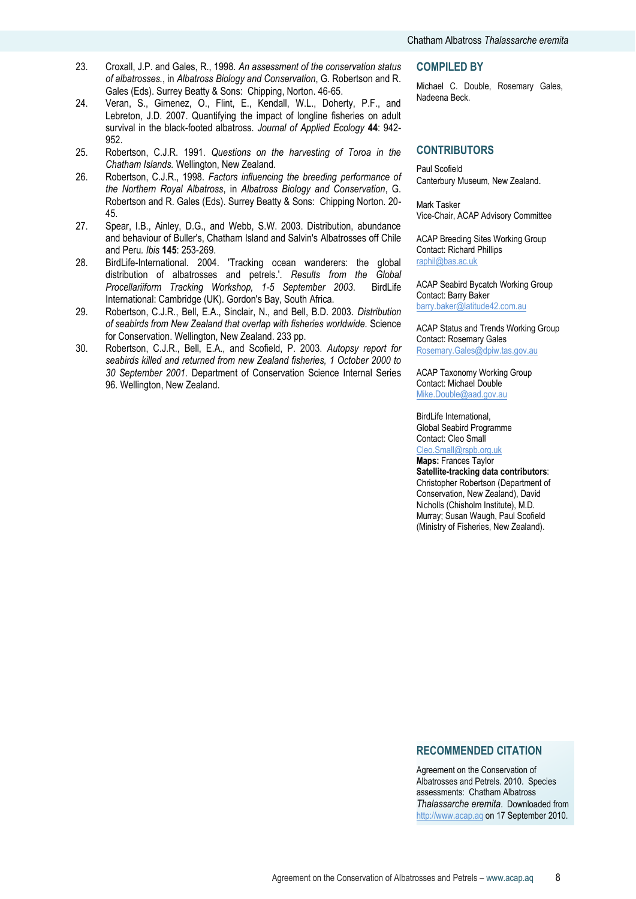23. Croxall, J.P. and Gales, R., 1998. *An assessment of the conservation status of albatrosses.*, in *Albatross Biology and Conservation*, G. Robertson and R. Gales (Eds). Surrey Beatty & Sons: Chipping, Norton. 46-65.
24. Veran, S., Gimenez, O., Flint, E., Kendall, W.L., Doherty, P.F., and Lebreton, J.D. 2007. Quantifying the impact of longline fisheries on adult survival in the black-footed albatross. *Journal of Applied Ecology* **44**: 942-952.
25. Robertson, C.J.R. 1991. *Questions on the harvesting of Toroa in the Chatham Islands.* Wellington, New Zealand.
26. Robertson, C.J.R., 1998. *Factors influencing the breeding performance of the Northern Royal Albatross*, in *Albatross Biology and Conservation*, G. Robertson and R. Gales (Eds). Surrey Beatty & Sons: Chipping Norton. 20-45.
27. Spear, I.B., Ainley, D.G., and Webb, S.W. 2003. Distribution, abundance and behaviour of Buller's, Chatham Island and Salvin's Albatrosses off Chile and Peru. *Ibis* **145**: 253-269.
28. BirdLife-International. 2004. 'Tracking ocean wanderers: the global distribution of albatrosses and petrels.'. *Results from the Global Procellariiform Tracking Workshop, 1-5 September 2003.* BirdLife International: Cambridge (UK). Gordon's Bay, South Africa.
29. Robertson, C.J.R., Bell, E.A., Sinclair, N., and Bell, B.D. 2003. *Distribution of seabirds from New Zealand that overlap with fisheries worldwide.* Science for Conservation. Wellington, New Zealand. 233 pp.
30. Robertson, C.J.R., Bell, E.A., and Scofield, P. 2003. *Autopsy report for seabirds killed and returned from new Zealand fisheries, 1 October 2000 to 30 September 2001.* Department of Conservation Science Internal Series 96. Wellington, New Zealand.

## COMPILED BY

Michael C. Double, Rosemary Gales, Nadeena Beck.

## CONTRIBUTORS

Paul Scofield
Canterbury Museum, New Zealand.

Mark Tasker
Vice-Chair, ACAP Advisory Committee

ACAP Breeding Sites Working Group
Contact: Richard Phillips
raphil@bas.ac.uk

ACAP Seabird Bycatch Working Group
Contact: Barry Baker
barry.baker@latitude42.com.au

ACAP Status and Trends Working Group
Contact: Rosemary Gales
Rosemary.Gales@dpiw.tas.gov.au

ACAP Taxonomy Working Group
Contact: Michael Double
Mike.Double@aad.gov.au

BirdLife International,
Global Seabird Programme
Contact: Cleo Small
Cleo.Small@rspb.org.uk

**Maps:** Frances Taylor

**Satellite-tracking data contributors**: Christopher Robertson (Department of Conservation, New Zealand), David Nicholls (Chisholm Institute), M.D. Murray; Susan Waugh, Paul Scofield (Ministry of Fisheries, New Zealand).

## RECOMMENDED CITATION

Agreement on the Conservation of Albatrosses and Petrels. 2010. Species assessments: Chatham Albatross *Thalassarche eremita*. Downloaded from http://www.acap.aq on 17 September 2010.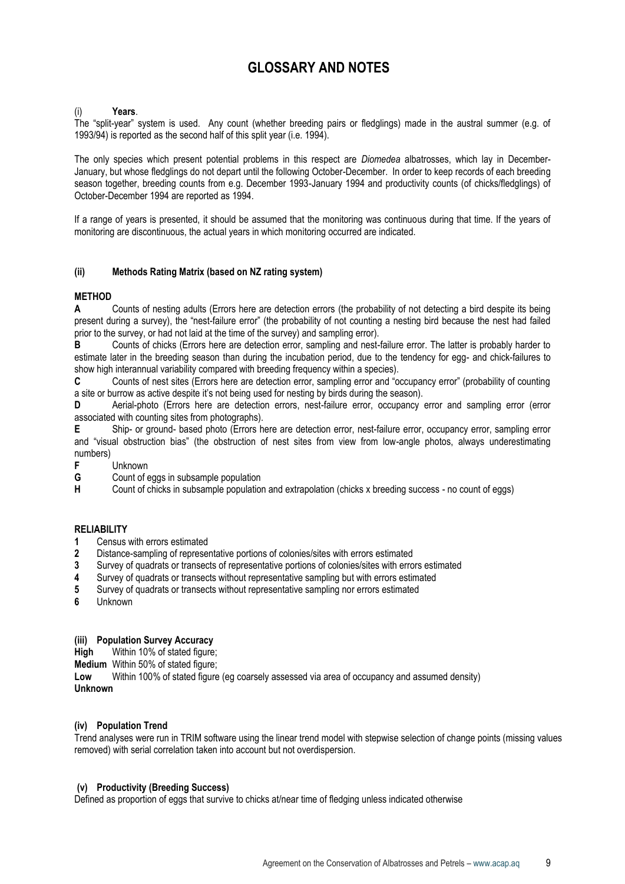# GLOSSARY AND NOTES

### (i) **Years**.

The "split-year" system is used. Any count (whether breeding pairs or fledglings) made in the austral summer (e.g. of 1993/94) is reported as the second half of this split year (i.e. 1994).

The only species which present potential problems in this respect are *Diomedea* albatrosses, which lay in December-January, but whose fledglings do not depart until the following October-December. In order to keep records of each breeding season together, breeding counts from e.g. December 1993-January 1994 and productivity counts (of chicks/fledglings) of October-December 1994 are reported as 1994.

If a range of years is presented, it should be assumed that the monitoring was continuous during that time. If the years of monitoring are discontinuous, the actual years in which monitoring occurred are indicated.

### (ii) Methods Rating Matrix (based on NZ rating system)

**METHOD**

**A** Counts of nesting adults (Errors here are detection errors (the probability of not detecting a bird despite its being present during a survey), the "nest-failure error" (the probability of not counting a nesting bird because the nest had failed prior to the survey, or had not laid at the time of the survey) and sampling error).

**B** Counts of chicks (Errors here are detection error, sampling and nest-failure error. The latter is probably harder to estimate later in the breeding season than during the incubation period, due to the tendency for egg- and chick-failures to show high interannual variability compared with breeding frequency within a species).

**C** Counts of nest sites (Errors here are detection error, sampling error and "occupancy error" (probability of counting a site or burrow as active despite it's not being used for nesting by birds during the season).

**D** Aerial-photo (Errors here are detection errors, nest-failure error, occupancy error and sampling error (error associated with counting sites from photographs).

**E** Ship- or ground- based photo (Errors here are detection error, nest-failure error, occupancy error, sampling error and "visual obstruction bias" (the obstruction of nest sites from view from low-angle photos, always underestimating numbers)

**F** Unknown

**G** Count of eggs in subsample population

**H** Count of chicks in subsample population and extrapolation (chicks x breeding success - no count of eggs)

**RELIABILITY**

**1** Census with errors estimated

**2** Distance-sampling of representative portions of colonies/sites with errors estimated

**3** Survey of quadrats or transects of representative portions of colonies/sites with errors estimated

**4** Survey of quadrats or transects without representative sampling but with errors estimated

**5** Survey of quadrats or transects without representative sampling nor errors estimated

**6** Unknown

### (iii) Population Survey Accuracy

**High** Within 10% of stated figure;

**Medium** Within 50% of stated figure;

**Low** Within 100% of stated figure (eg coarsely assessed via area of occupancy and assumed density)

**Unknown**

### (iv) Population Trend

Trend analyses were run in TRIM software using the linear trend model with stepwise selection of change points (missing values removed) with serial correlation taken into account but not overdispersion.

### (v) Productivity (Breeding Success)

Defined as proportion of eggs that survive to chicks at/near time of fledging unless indicated otherwise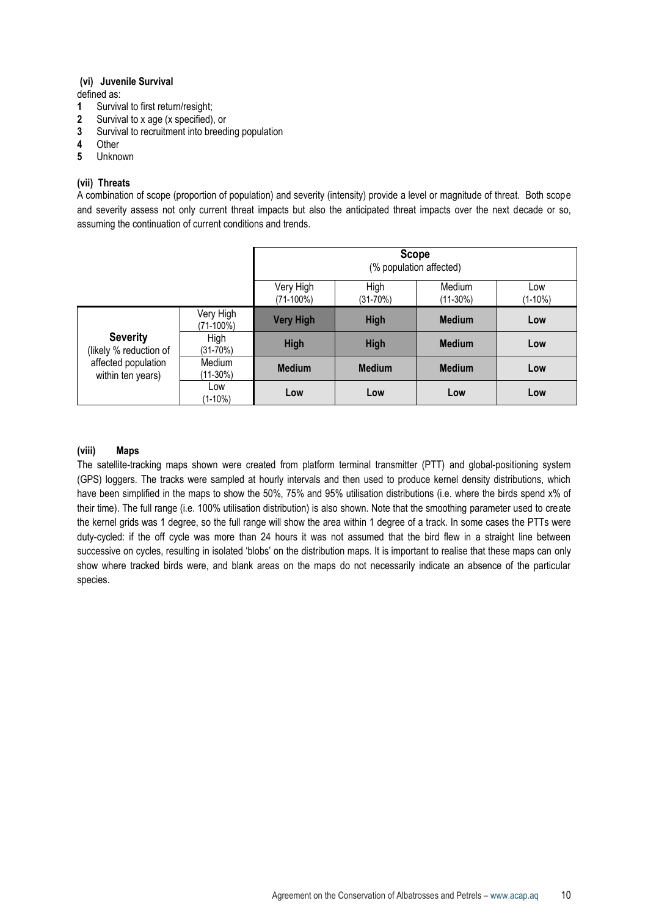#### (vi) Juvenile Survival

defined as:

1. Survival to first return/resight;
2. Survival to x age (x specified), or
3. Survival to recruitment into breeding population
4. Other
5. Unknown

#### (vii) Threats

A combination of scope (proportion of population) and severity (intensity) provide a level or magnitude of threat. Both scope and severity assess not only current threat impacts but also the anticipated threat impacts over the next decade or so, assuming the continuation of current conditions and trends.

| | | **Scope** (% population affected) | | | |
|---|---|---|---|---|---|
| | | Very High (71-100%) | High (31-70%) | Medium (11-30%) | Low (1-10%) |
| **Severity** (likely % reduction of affected population within ten years) | Very High (71-100%) | **Very High** | **High** | **Medium** | **Low** |
| | High (31-70%) | **High** | **High** | **Medium** | **Low** |
| | Medium (11-30%) | **Medium** | **Medium** | **Medium** | **Low** |
| | Low (1-10%) | **Low** | **Low** | **Low** | **Low** |

#### (viii) Maps

The satellite-tracking maps shown were created from platform terminal transmitter (PTT) and global-positioning system (GPS) loggers. The tracks were sampled at hourly intervals and then used to produce kernel density distributions, which have been simplified in the maps to show the 50%, 75% and 95% utilisation distributions (i.e. where the birds spend x% of their time). The full range (i.e. 100% utilisation distribution) is also shown. Note that the smoothing parameter used to create the kernel grids was 1 degree, so the full range will show the area within 1 degree of a track. In some cases the PTTs were duty-cycled: if the off cycle was more than 24 hours it was not assumed that the bird flew in a straight line between successive on cycles, resulting in isolated 'blobs' on the distribution maps. It is important to realise that these maps can only show where tracked birds were, and blank areas on the maps do not necessarily indicate an absence of the particular species.